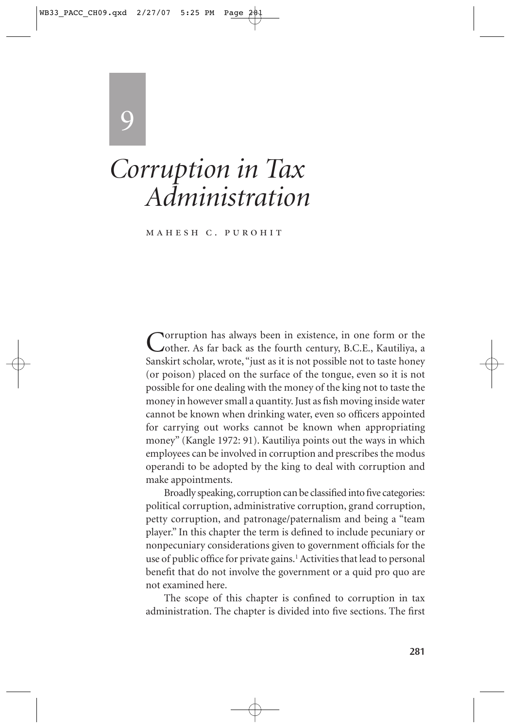# 9

# *Corruption in Tax Administration*

MAHESH C. PUROHIT

Corruption has always been in existence, in one form or the other. As far back as the fourth century, B.C.E., Kautiliya, a Sanskirt scholar, wrote, "just as it is not possible not to taste honey (or poison) placed on the surface of the tongue, even so it is not possible for one dealing with the money of the king not to taste the money in however small a quantity. Just as fish moving inside water cannot be known when drinking water, even so officers appointed for carrying out works cannot be known when appropriating money" (Kangle 1972: 91). Kautiliya points out the ways in which employees can be involved in corruption and prescribes the modus operandi to be adopted by the king to deal with corruption and make appointments.

Broadly speaking, corruption can be classified into five categories: political corruption, administrative corruption, grand corruption, petty corruption, and patronage/paternalism and being a "team player." In this chapter the term is defined to include pecuniary or nonpecuniary considerations given to government officials for the use of public office for private gains.[1] Activities that lead to personal benefit that do not involve the government or a quid pro quo are not examined here.

The scope of this chapter is confined to corruption in tax administration. The chapter is divided into five sections. The first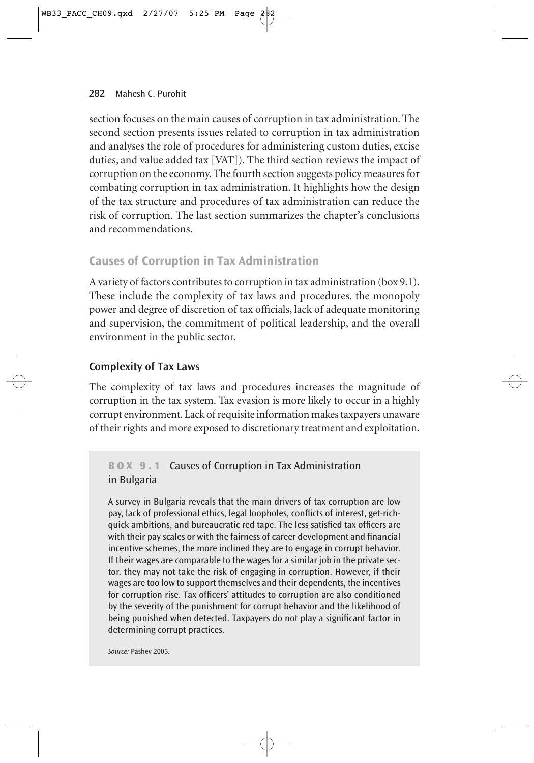section focuses on the main causes of corruption in tax administration. The second section presents issues related to corruption in tax administration and analyses the role of procedures for administering custom duties, excise duties, and value added tax [VAT]). The third section reviews the impact of corruption on the economy. The fourth section suggests policy measures for combating corruption in tax administration. It highlights how the design of the tax structure and procedures of tax administration can reduce the risk of corruption. The last section summarizes the chapter's conclusions and recommendations.

## Causes of Corruption in Tax Administration

A variety of factors contributes to corruption in tax administration (box 9.1). These include the complexity of tax laws and procedures, the monopoly power and degree of discretion of tax officials, lack of adequate monitoring and supervision, the commitment of political leadership, and the overall environment in the public sector.

### Complexity of Tax Laws

The complexity of tax laws and procedures increases the magnitude of corruption in the tax system. Tax evasion is more likely to occur in a highly corrupt environment. Lack of requisite information makes taxpayers unaware of their rights and more exposed to discretionary treatment and exploitation.

> **BOX 9.1** Causes of Corruption in Tax Administration in Bulgaria
>
> A survey in Bulgaria reveals that the main drivers of tax corruption are low pay, lack of professional ethics, legal loopholes, conflicts of interest, get-rich-quick ambitions, and bureaucratic red tape. The less satisfied tax officers are with their pay scales or with the fairness of career development and financial incentive schemes, the more inclined they are to engage in corrupt behavior. If their wages are comparable to the wages for a similar job in the private sector, they may not take the risk of engaging in corruption. However, if their wages are too low to support themselves and their dependents, the incentives for corruption rise. Tax officers' attitudes to corruption are also conditioned by the severity of the punishment for corrupt behavior and the likelihood of being punished when detected. Taxpayers do not play a significant factor in determining corrupt practices.
>
> *Source:* Pashev 2005.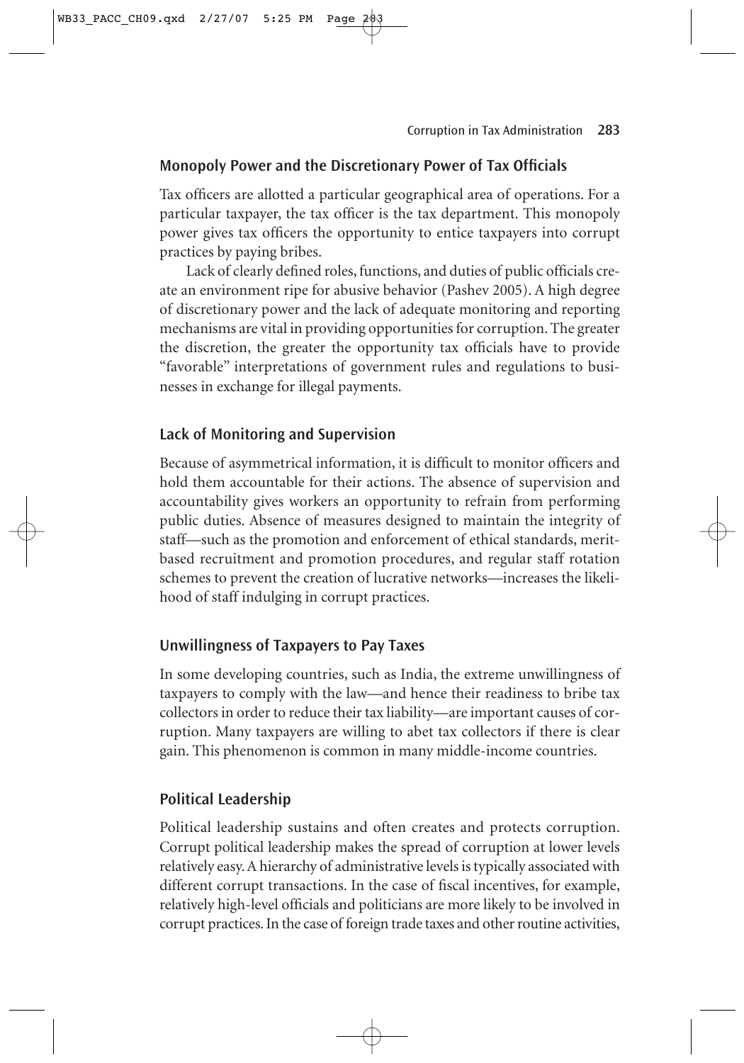## Monopoly Power and the Discretionary Power of Tax Officials

Tax officers are allotted a particular geographical area of operations. For a particular taxpayer, the tax officer is the tax department. This monopoly power gives tax officers the opportunity to entice taxpayers into corrupt practices by paying bribes.

Lack of clearly defined roles, functions, and duties of public officials create an environment ripe for abusive behavior (Pashev 2005). A high degree of discretionary power and the lack of adequate monitoring and reporting mechanisms are vital in providing opportunities for corruption. The greater the discretion, the greater the opportunity tax officials have to provide "favorable" interpretations of government rules and regulations to businesses in exchange for illegal payments.

## Lack of Monitoring and Supervision

Because of asymmetrical information, it is difficult to monitor officers and hold them accountable for their actions. The absence of supervision and accountability gives workers an opportunity to refrain from performing public duties. Absence of measures designed to maintain the integrity of staff—such as the promotion and enforcement of ethical standards, merit-based recruitment and promotion procedures, and regular staff rotation schemes to prevent the creation of lucrative networks—increases the likelihood of staff indulging in corrupt practices.

## Unwillingness of Taxpayers to Pay Taxes

In some developing countries, such as India, the extreme unwillingness of taxpayers to comply with the law—and hence their readiness to bribe tax collectors in order to reduce their tax liability—are important causes of corruption. Many taxpayers are willing to abet tax collectors if there is clear gain. This phenomenon is common in many middle-income countries.

## Political Leadership

Political leadership sustains and often creates and protects corruption. Corrupt political leadership makes the spread of corruption at lower levels relatively easy. A hierarchy of administrative levels is typically associated with different corrupt transactions. In the case of fiscal incentives, for example, relatively high-level officials and politicians are more likely to be involved in corrupt practices. In the case of foreign trade taxes and other routine activities,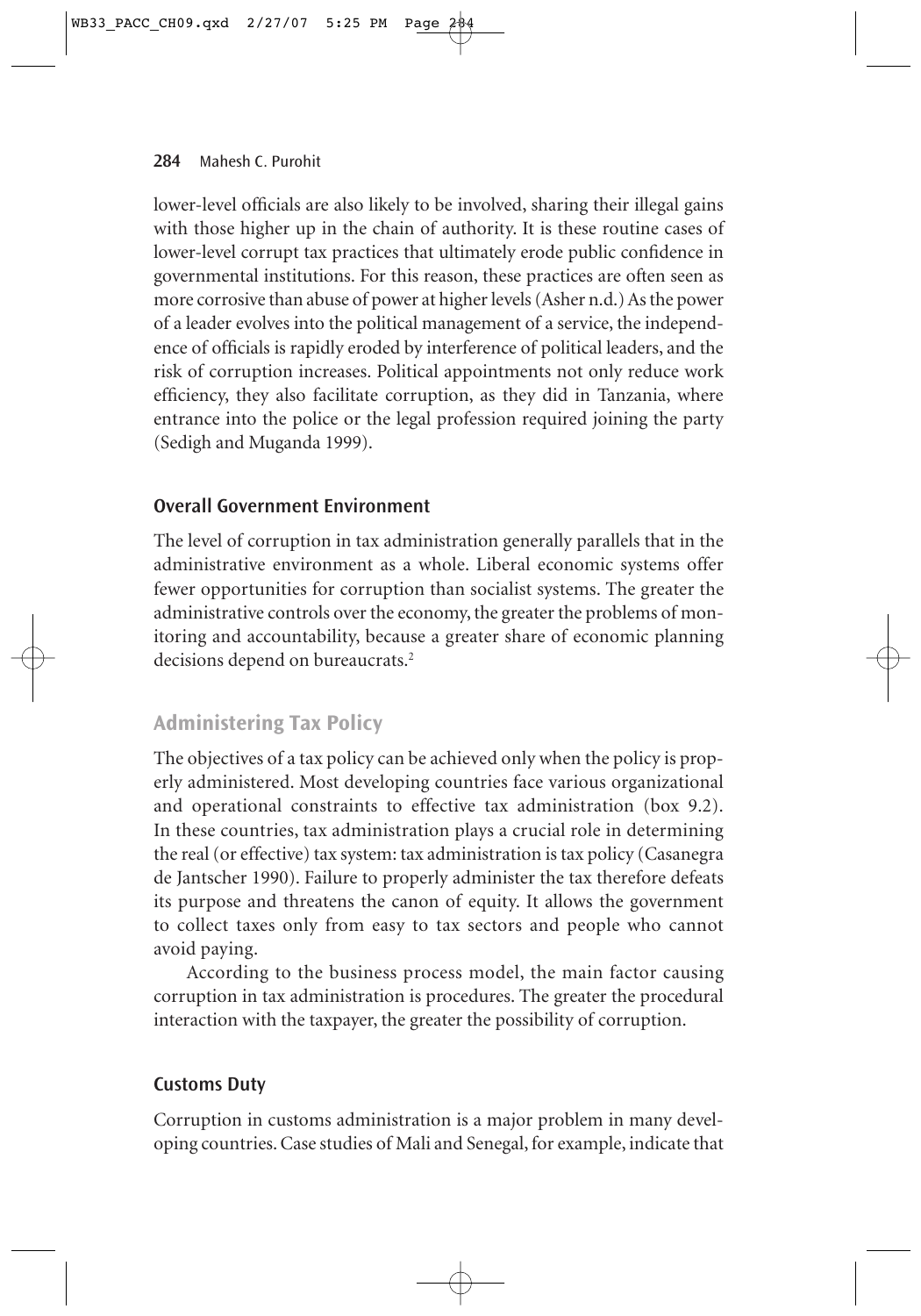lower-level officials are also likely to be involved, sharing their illegal gains with those higher up in the chain of authority. It is these routine cases of lower-level corrupt tax practices that ultimately erode public confidence in governmental institutions. For this reason, these practices are often seen as more corrosive than abuse of power at higher levels (Asher n.d.) As the power of a leader evolves into the political management of a service, the independence of officials is rapidly eroded by interference of political leaders, and the risk of corruption increases. Political appointments not only reduce work efficiency, they also facilitate corruption, as they did in Tanzania, where entrance into the police or the legal profession required joining the party (Sedigh and Muganda 1999).

### Overall Government Environment

The level of corruption in tax administration generally parallels that in the administrative environment as a whole. Liberal economic systems offer fewer opportunities for corruption than socialist systems. The greater the administrative controls over the economy, the greater the problems of monitoring and accountability, because a greater share of economic planning decisions depend on bureaucrats.[2]

## Administering Tax Policy

The objectives of a tax policy can be achieved only when the policy is properly administered. Most developing countries face various organizational and operational constraints to effective tax administration (box 9.2). In these countries, tax administration plays a crucial role in determining the real (or effective) tax system: tax administration is tax policy (Casanegra de Jantscher 1990). Failure to properly administer the tax therefore defeats its purpose and threatens the canon of equity. It allows the government to collect taxes only from easy to tax sectors and people who cannot avoid paying.

According to the business process model, the main factor causing corruption in tax administration is procedures. The greater the procedural interaction with the taxpayer, the greater the possibility of corruption.

### Customs Duty

Corruption in customs administration is a major problem in many developing countries. Case studies of Mali and Senegal, for example, indicate that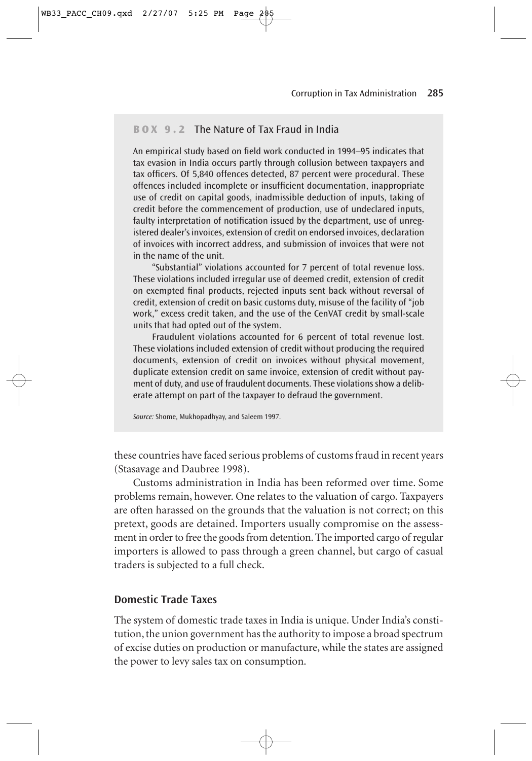### BOX 9.2 The Nature of Tax Fraud in India

An empirical study based on field work conducted in 1994–95 indicates that tax evasion in India occurs partly through collusion between taxpayers and tax officers. Of 5,840 offences detected, 87 percent were procedural. These offences included incomplete or insufficient documentation, inappropriate use of credit on capital goods, inadmissible deduction of inputs, taking of credit before the commencement of production, use of undeclared inputs, faulty interpretation of notification issued by the department, use of unregistered dealer's invoices, extension of credit on endorsed invoices, declaration of invoices with incorrect address, and submission of invoices that were not in the name of the unit.

"Substantial" violations accounted for 7 percent of total revenue loss. These violations included irregular use of deemed credit, extension of credit on exempted final products, rejected inputs sent back without reversal of credit, extension of credit on basic customs duty, misuse of the facility of "job work," excess credit taken, and the use of the CenVAT credit by small-scale units that had opted out of the system.

Fraudulent violations accounted for 6 percent of total revenue lost. These violations included extension of credit without producing the required documents, extension of credit on invoices without physical movement, duplicate extension credit on same invoice, extension of credit without payment of duty, and use of fraudulent documents. These violations show a deliberate attempt on part of the taxpayer to defraud the government.

*Source:* Shome, Mukhopadhyay, and Saleem 1997.

these countries have faced serious problems of customs fraud in recent years (Stasavage and Daubree 1998).

Customs administration in India has been reformed over time. Some problems remain, however. One relates to the valuation of cargo. Taxpayers are often harassed on the grounds that the valuation is not correct; on this pretext, goods are detained. Importers usually compromise on the assessment in order to free the goods from detention. The imported cargo of regular importers is allowed to pass through a green channel, but cargo of casual traders is subjected to a full check.

## Domestic Trade Taxes

The system of domestic trade taxes in India is unique. Under India's constitution, the union government has the authority to impose a broad spectrum of excise duties on production or manufacture, while the states are assigned the power to levy sales tax on consumption.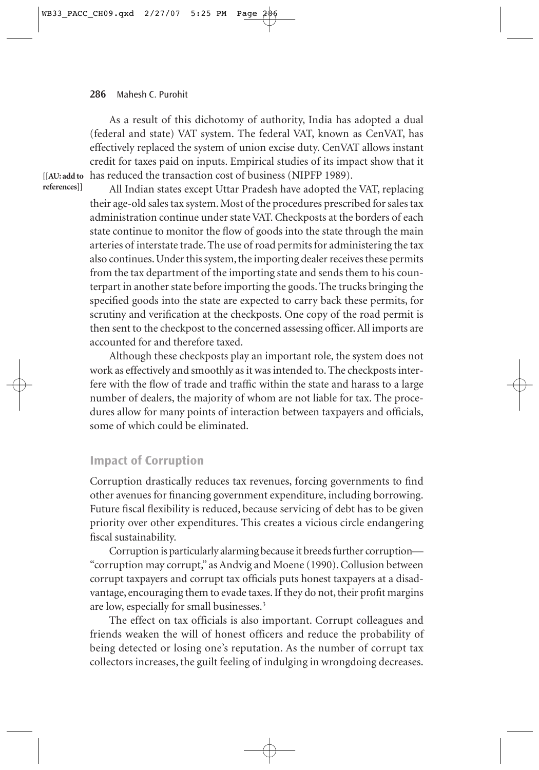As a result of this dichotomy of authority, India has adopted a dual (federal and state) VAT system. The federal VAT, known as CenVAT, has effectively replaced the system of union excise duty. CenVAT allows instant credit for taxes paid on inputs. Empirical studies of its impact show that it has reduced the transaction cost of business (NIPFP 1989).

All Indian states except Uttar Pradesh have adopted the VAT, replacing their age-old sales tax system. Most of the procedures prescribed for sales tax administration continue under state VAT. Checkposts at the borders of each state continue to monitor the flow of goods into the state through the main arteries of interstate trade. The use of road permits for administering the tax also continues. Under this system, the importing dealer receives these permits from the tax department of the importing state and sends them to his counterpart in another state before importing the goods. The trucks bringing the specified goods into the state are expected to carry back these permits, for scrutiny and verification at the checkposts. One copy of the road permit is then sent to the checkpost to the concerned assessing officer. All imports are accounted for and therefore taxed.

Although these checkposts play an important role, the system does not work as effectively and smoothly as it was intended to. The checkposts interfere with the flow of trade and traffic within the state and harass to a large number of dealers, the majority of whom are not liable for tax. The procedures allow for many points of interaction between taxpayers and officials, some of which could be eliminated.

## Impact of Corruption

Corruption drastically reduces tax revenues, forcing governments to find other avenues for financing government expenditure, including borrowing. Future fiscal flexibility is reduced, because servicing of debt has to be given priority over other expenditures. This creates a vicious circle endangering fiscal sustainability.

Corruption is particularly alarming because it breeds further corruption—"corruption may corrupt," as Andvig and Moene (1990). Collusion between corrupt taxpayers and corrupt tax officials puts honest taxpayers at a disadvantage, encouraging them to evade taxes. If they do not, their profit margins are low, especially for small businesses.[3]

The effect on tax officials is also important. Corrupt colleagues and friends weaken the will of honest officers and reduce the probability of being detected or losing one's reputation. As the number of corrupt tax collectors increases, the guilt feeling of indulging in wrongdoing decreases.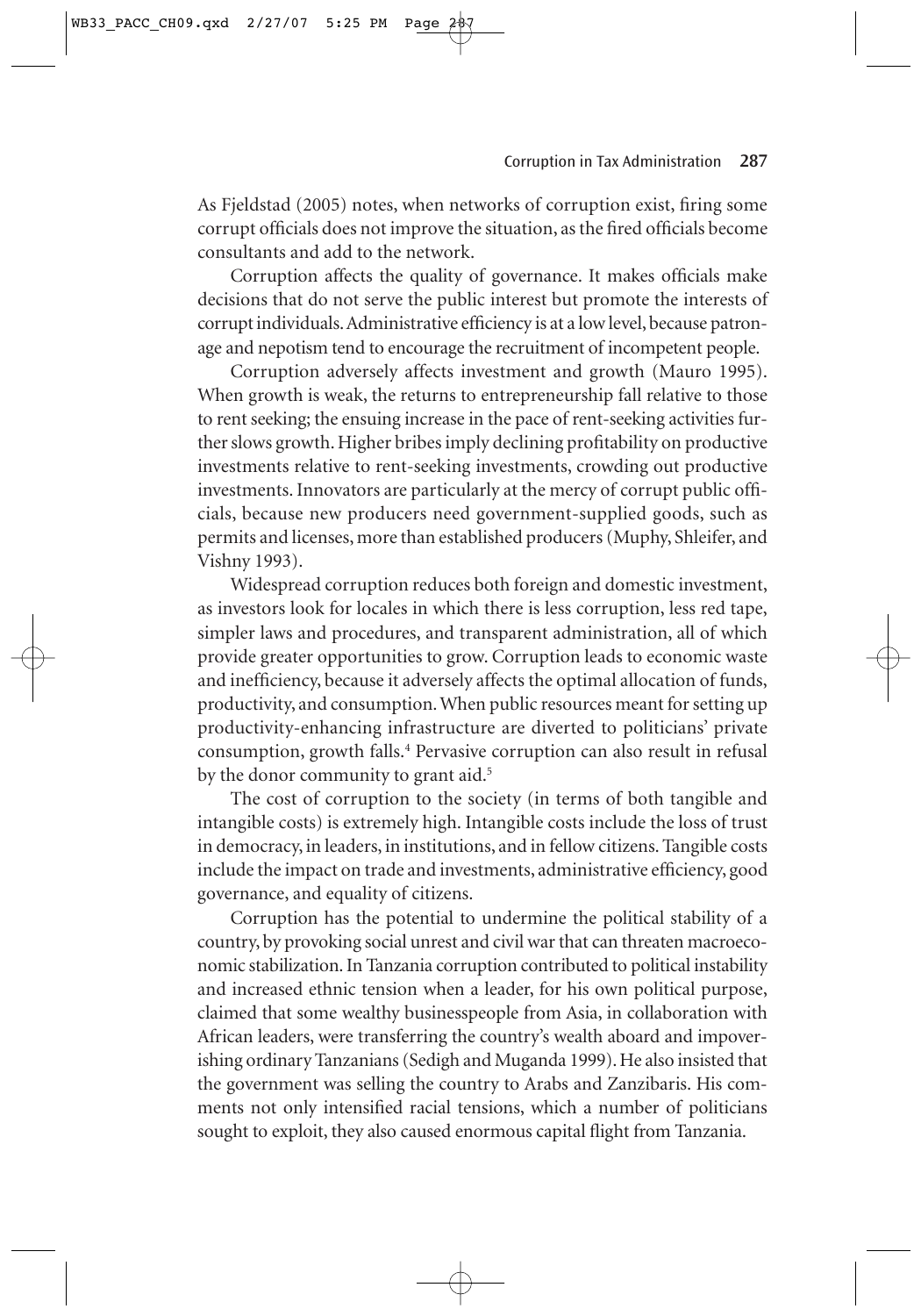As Fjeldstad (2005) notes, when networks of corruption exist, firing some corrupt officials does not improve the situation, as the fired officials become consultants and add to the network.

Corruption affects the quality of governance. It makes officials make decisions that do not serve the public interest but promote the interests of corrupt individuals. Administrative efficiency is at a low level, because patronage and nepotism tend to encourage the recruitment of incompetent people.

Corruption adversely affects investment and growth (Mauro 1995). When growth is weak, the returns to entrepreneurship fall relative to those to rent seeking; the ensuing increase in the pace of rent-seeking activities further slows growth. Higher bribes imply declining profitability on productive investments relative to rent-seeking investments, crowding out productive investments. Innovators are particularly at the mercy of corrupt public officials, because new producers need government-supplied goods, such as permits and licenses, more than established producers (Muphy, Shleifer, and Vishny 1993).

Widespread corruption reduces both foreign and domestic investment, as investors look for locales in which there is less corruption, less red tape, simpler laws and procedures, and transparent administration, all of which provide greater opportunities to grow. Corruption leads to economic waste and inefficiency, because it adversely affects the optimal allocation of funds, productivity, and consumption. When public resources meant for setting up productivity-enhancing infrastructure are diverted to politicians' private consumption, growth falls.[4] Pervasive corruption can also result in refusal by the donor community to grant aid.[5]

The cost of corruption to the society (in terms of both tangible and intangible costs) is extremely high. Intangible costs include the loss of trust in democracy, in leaders, in institutions, and in fellow citizens. Tangible costs include the impact on trade and investments, administrative efficiency, good governance, and equality of citizens.

Corruption has the potential to undermine the political stability of a country, by provoking social unrest and civil war that can threaten macroeconomic stabilization. In Tanzania corruption contributed to political instability and increased ethnic tension when a leader, for his own political purpose, claimed that some wealthy businesspeople from Asia, in collaboration with African leaders, were transferring the country's wealth aboard and impoverishing ordinary Tanzanians (Sedigh and Muganda 1999). He also insisted that the government was selling the country to Arabs and Zanzibaris. His comments not only intensified racial tensions, which a number of politicians sought to exploit, they also caused enormous capital flight from Tanzania.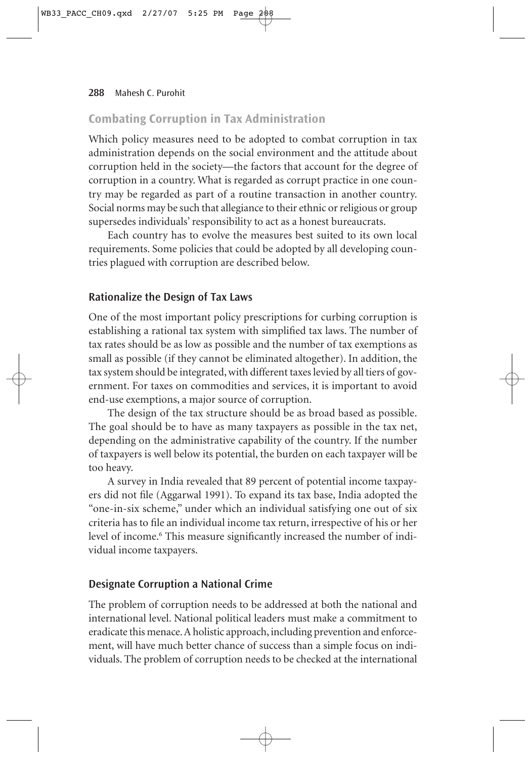## Combating Corruption in Tax Administration

Which policy measures need to be adopted to combat corruption in tax administration depends on the social environment and the attitude about corruption held in the society—the factors that account for the degree of corruption in a country. What is regarded as corrupt practice in one country may be regarded as part of a routine transaction in another country. Social norms may be such that allegiance to their ethnic or religious or group supersedes individuals' responsibility to act as a honest bureaucrats.

Each country has to evolve the measures best suited to its own local requirements. Some policies that could be adopted by all developing countries plagued with corruption are described below.

### Rationalize the Design of Tax Laws

One of the most important policy prescriptions for curbing corruption is establishing a rational tax system with simplified tax laws. The number of tax rates should be as low as possible and the number of tax exemptions as small as possible (if they cannot be eliminated altogether). In addition, the tax system should be integrated, with different taxes levied by all tiers of government. For taxes on commodities and services, it is important to avoid end-use exemptions, a major source of corruption.

The design of the tax structure should be as broad based as possible. The goal should be to have as many taxpayers as possible in the tax net, depending on the administrative capability of the country. If the number of taxpayers is well below its potential, the burden on each taxpayer will be too heavy.

A survey in India revealed that 89 percent of potential income taxpayers did not file (Aggarwal 1991). To expand its tax base, India adopted the "one-in-six scheme," under which an individual satisfying one out of six criteria has to file an individual income tax return, irrespective of his or her level of income.[6] This measure significantly increased the number of individual income taxpayers.

### Designate Corruption a National Crime

The problem of corruption needs to be addressed at both the national and international level. National political leaders must make a commitment to eradicate this menace. A holistic approach, including prevention and enforcement, will have much better chance of success than a simple focus on individuals. The problem of corruption needs to be checked at the international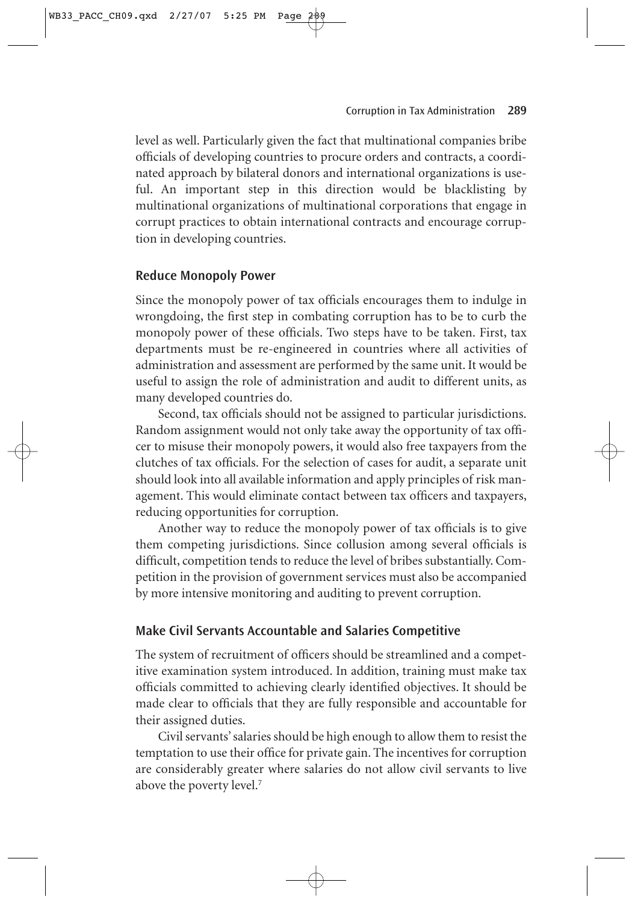level as well. Particularly given the fact that multinational companies bribe officials of developing countries to procure orders and contracts, a coordinated approach by bilateral donors and international organizations is useful. An important step in this direction would be blacklisting by multinational organizations of multinational corporations that engage in corrupt practices to obtain international contracts and encourage corruption in developing countries.

### Reduce Monopoly Power

Since the monopoly power of tax officials encourages them to indulge in wrongdoing, the first step in combating corruption has to be to curb the monopoly power of these officials. Two steps have to be taken. First, tax departments must be re-engineered in countries where all activities of administration and assessment are performed by the same unit. It would be useful to assign the role of administration and audit to different units, as many developed countries do.

Second, tax officials should not be assigned to particular jurisdictions. Random assignment would not only take away the opportunity of tax officer to misuse their monopoly powers, it would also free taxpayers from the clutches of tax officials. For the selection of cases for audit, a separate unit should look into all available information and apply principles of risk management. This would eliminate contact between tax officers and taxpayers, reducing opportunities for corruption.

Another way to reduce the monopoly power of tax officials is to give them competing jurisdictions. Since collusion among several officials is difficult, competition tends to reduce the level of bribes substantially. Competition in the provision of government services must also be accompanied by more intensive monitoring and auditing to prevent corruption.

### Make Civil Servants Accountable and Salaries Competitive

The system of recruitment of officers should be streamlined and a competitive examination system introduced. In addition, training must make tax officials committed to achieving clearly identified objectives. It should be made clear to officials that they are fully responsible and accountable for their assigned duties.

Civil servants' salaries should be high enough to allow them to resist the temptation to use their office for private gain. The incentives for corruption are considerably greater where salaries do not allow civil servants to live above the poverty level.[7]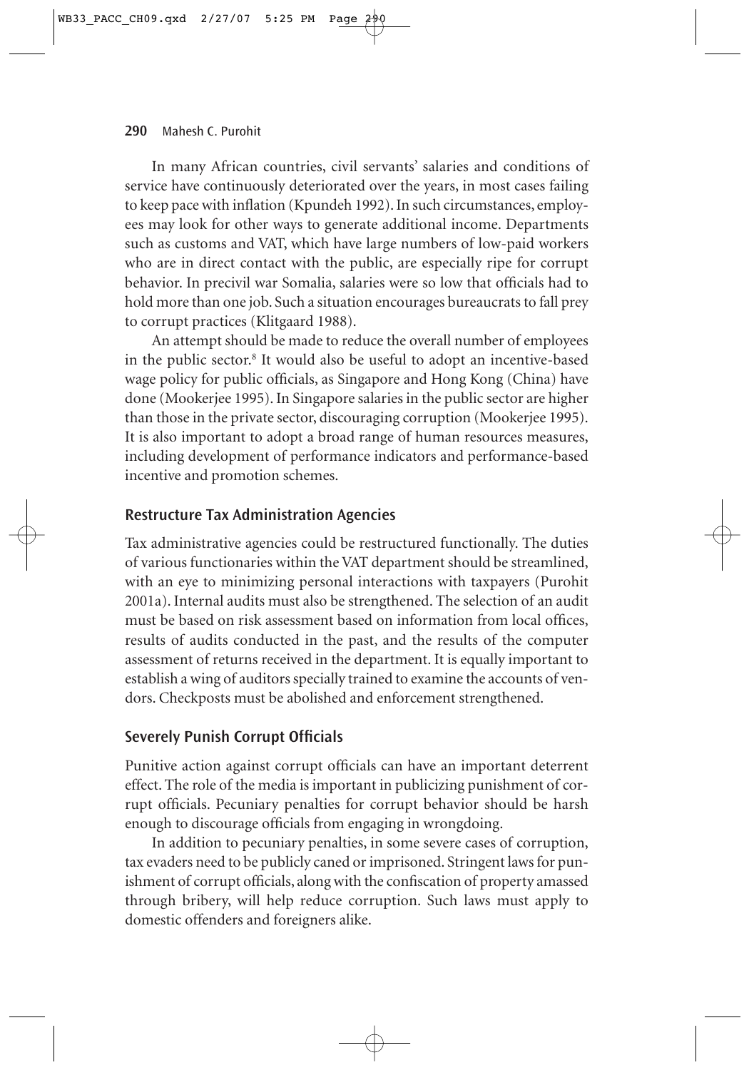In many African countries, civil servants' salaries and conditions of service have continuously deteriorated over the years, in most cases failing to keep pace with inflation (Kpundeh 1992). In such circumstances, employees may look for other ways to generate additional income. Departments such as customs and VAT, which have large numbers of low-paid workers who are in direct contact with the public, are especially ripe for corrupt behavior. In precivil war Somalia, salaries were so low that officials had to hold more than one job. Such a situation encourages bureaucrats to fall prey to corrupt practices (Klitgaard 1988).

An attempt should be made to reduce the overall number of employees in the public sector.[8] It would also be useful to adopt an incentive-based wage policy for public officials, as Singapore and Hong Kong (China) have done (Mookerjee 1995). In Singapore salaries in the public sector are higher than those in the private sector, discouraging corruption (Mookerjee 1995). It is also important to adopt a broad range of human resources measures, including development of performance indicators and performance-based incentive and promotion schemes.

### Restructure Tax Administration Agencies

Tax administrative agencies could be restructured functionally. The duties of various functionaries within the VAT department should be streamlined, with an eye to minimizing personal interactions with taxpayers (Purohit 2001a). Internal audits must also be strengthened. The selection of an audit must be based on risk assessment based on information from local offices, results of audits conducted in the past, and the results of the computer assessment of returns received in the department. It is equally important to establish a wing of auditors specially trained to examine the accounts of vendors. Checkposts must be abolished and enforcement strengthened.

### Severely Punish Corrupt Officials

Punitive action against corrupt officials can have an important deterrent effect. The role of the media is important in publicizing punishment of corrupt officials. Pecuniary penalties for corrupt behavior should be harsh enough to discourage officials from engaging in wrongdoing.

In addition to pecuniary penalties, in some severe cases of corruption, tax evaders need to be publicly caned or imprisoned. Stringent laws for punishment of corrupt officials, along with the confiscation of property amassed through bribery, will help reduce corruption. Such laws must apply to domestic offenders and foreigners alike.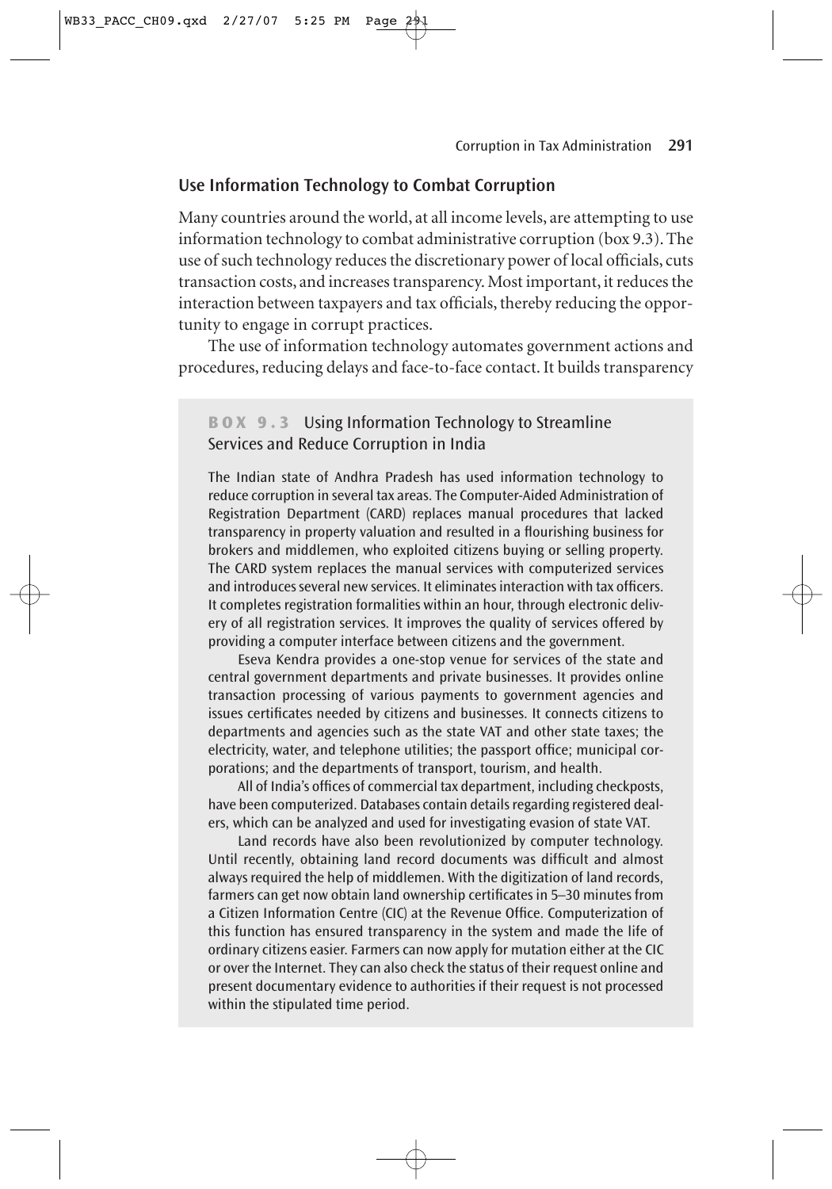## Use Information Technology to Combat Corruption

Many countries around the world, at all income levels, are attempting to use information technology to combat administrative corruption (box 9.3). The use of such technology reduces the discretionary power of local officials, cuts transaction costs, and increases transparency. Most important, it reduces the interaction between taxpayers and tax officials, thereby reducing the opportunity to engage in corrupt practices.

The use of information technology automates government actions and procedures, reducing delays and face-to-face contact. It builds transparency

> **BOX 9.3** Using Information Technology to Streamline Services and Reduce Corruption in India
>
> The Indian state of Andhra Pradesh has used information technology to reduce corruption in several tax areas. The Computer-Aided Administration of Registration Department (CARD) replaces manual procedures that lacked transparency in property valuation and resulted in a flourishing business for brokers and middlemen, who exploited citizens buying or selling property. The CARD system replaces the manual services with computerized services and introduces several new services. It eliminates interaction with tax officers. It completes registration formalities within an hour, through electronic delivery of all registration services. It improves the quality of services offered by providing a computer interface between citizens and the government.
>
> Eseva Kendra provides a one-stop venue for services of the state and central government departments and private businesses. It provides online transaction processing of various payments to government agencies and issues certificates needed by citizens and businesses. It connects citizens to departments and agencies such as the state VAT and other state taxes; the electricity, water, and telephone utilities; the passport office; municipal corporations; and the departments of transport, tourism, and health.
>
> All of India's offices of commercial tax department, including checkposts, have been computerized. Databases contain details regarding registered dealers, which can be analyzed and used for investigating evasion of state VAT.
>
> Land records have also been revolutionized by computer technology. Until recently, obtaining land record documents was difficult and almost always required the help of middlemen. With the digitization of land records, farmers can get now obtain land ownership certificates in 5–30 minutes from a Citizen Information Centre (CIC) at the Revenue Office. Computerization of this function has ensured transparency in the system and made the life of ordinary citizens easier. Farmers can now apply for mutation either at the CIC or over the Internet. They can also check the status of their request online and present documentary evidence to authorities if their request is not processed within the stipulated time period.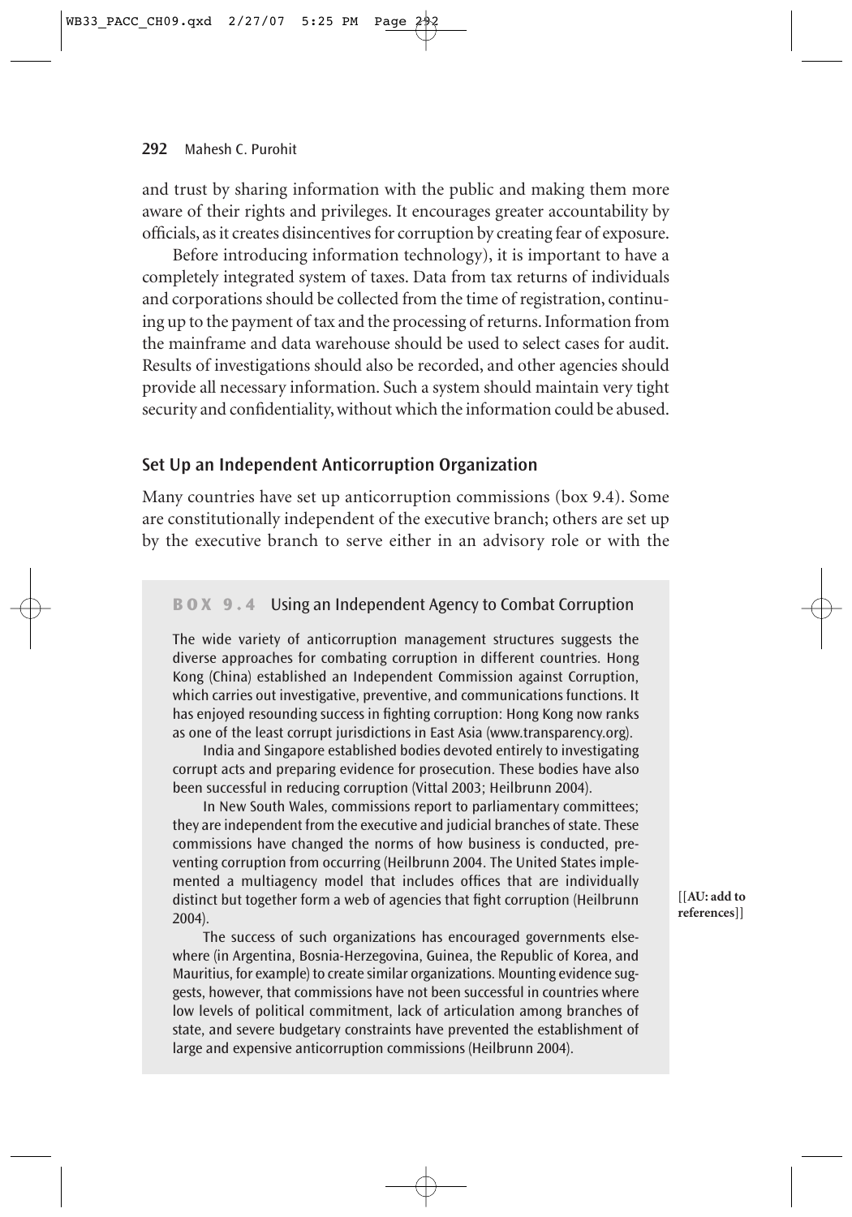and trust by sharing information with the public and making them more aware of their rights and privileges. It encourages greater accountability by officials, as it creates disincentives for corruption by creating fear of exposure.

Before introducing information technology), it is important to have a completely integrated system of taxes. Data from tax returns of individuals and corporations should be collected from the time of registration, continuing up to the payment of tax and the processing of returns. Information from the mainframe and data warehouse should be used to select cases for audit. Results of investigations should also be recorded, and other agencies should provide all necessary information. Such a system should maintain very tight security and confidentiality, without which the information could be abused.

### Set Up an Independent Anticorruption Organization

Many countries have set up anticorruption commissions (box 9.4). Some are constitutionally independent of the executive branch; others are set up by the executive branch to serve either in an advisory role or with the

> **BOX 9.4** Using an Independent Agency to Combat Corruption
>
> The wide variety of anticorruption management structures suggests the diverse approaches for combating corruption in different countries. Hong Kong (China) established an Independent Commission against Corruption, which carries out investigative, preventive, and communications functions. It has enjoyed resounding success in fighting corruption: Hong Kong now ranks as one of the least corrupt jurisdictions in East Asia (www.transparency.org).
>
> India and Singapore established bodies devoted entirely to investigating corrupt acts and preparing evidence for prosecution. These bodies have also been successful in reducing corruption (Vittal 2003; Heilbrunn 2004).
>
> In New South Wales, commissions report to parliamentary committees; they are independent from the executive and judicial branches of state. These commissions have changed the norms of how business is conducted, preventing corruption from occurring (Heilbrunn 2004. The United States implemented a multiagency model that includes offices that are individually distinct but together form a web of agencies that fight corruption (Heilbrunn 2004).
>
> The success of such organizations has encouraged governments elsewhere (in Argentina, Bosnia-Herzegovina, Guinea, the Republic of Korea, and Mauritius, for example) to create similar organizations. Mounting evidence suggests, however, that commissions have not been successful in countries where low levels of political commitment, lack of articulation among branches of state, and severe budgetary constraints have prevented the establishment of large and expensive anticorruption commissions (Heilbrunn 2004).

[[**AU: add to references**]]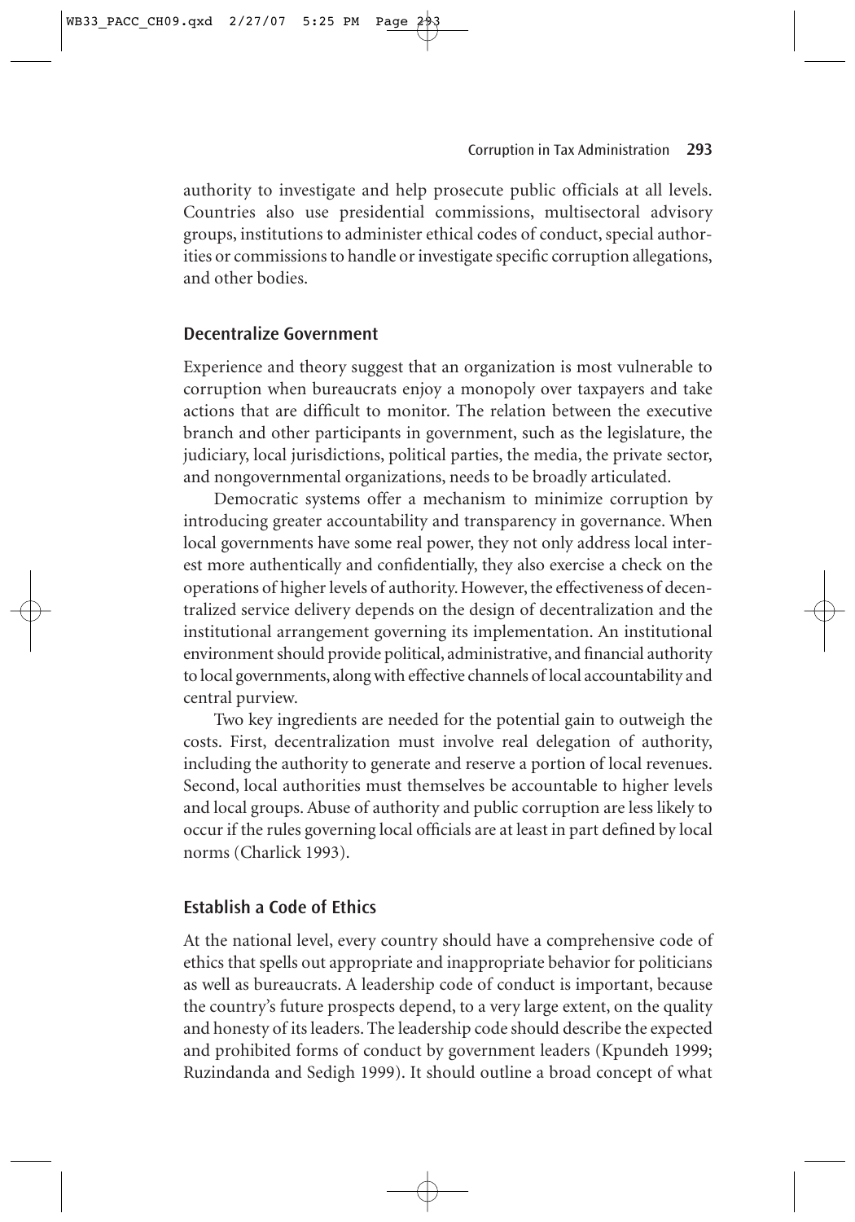authority to investigate and help prosecute public officials at all levels. Countries also use presidential commissions, multisectoral advisory groups, institutions to administer ethical codes of conduct, special authorities or commissions to handle or investigate specific corruption allegations, and other bodies.

### Decentralize Government

Experience and theory suggest that an organization is most vulnerable to corruption when bureaucrats enjoy a monopoly over taxpayers and take actions that are difficult to monitor. The relation between the executive branch and other participants in government, such as the legislature, the judiciary, local jurisdictions, political parties, the media, the private sector, and nongovernmental organizations, needs to be broadly articulated.

Democratic systems offer a mechanism to minimize corruption by introducing greater accountability and transparency in governance. When local governments have some real power, they not only address local interest more authentically and confidentially, they also exercise a check on the operations of higher levels of authority. However, the effectiveness of decentralized service delivery depends on the design of decentralization and the institutional arrangement governing its implementation. An institutional environment should provide political, administrative, and financial authority to local governments, along with effective channels of local accountability and central purview.

Two key ingredients are needed for the potential gain to outweigh the costs. First, decentralization must involve real delegation of authority, including the authority to generate and reserve a portion of local revenues. Second, local authorities must themselves be accountable to higher levels and local groups. Abuse of authority and public corruption are less likely to occur if the rules governing local officials are at least in part defined by local norms (Charlick 1993).

### Establish a Code of Ethics

At the national level, every country should have a comprehensive code of ethics that spells out appropriate and inappropriate behavior for politicians as well as bureaucrats. A leadership code of conduct is important, because the country's future prospects depend, to a very large extent, on the quality and honesty of its leaders. The leadership code should describe the expected and prohibited forms of conduct by government leaders (Kpundeh 1999; Ruzindanda and Sedigh 1999). It should outline a broad concept of what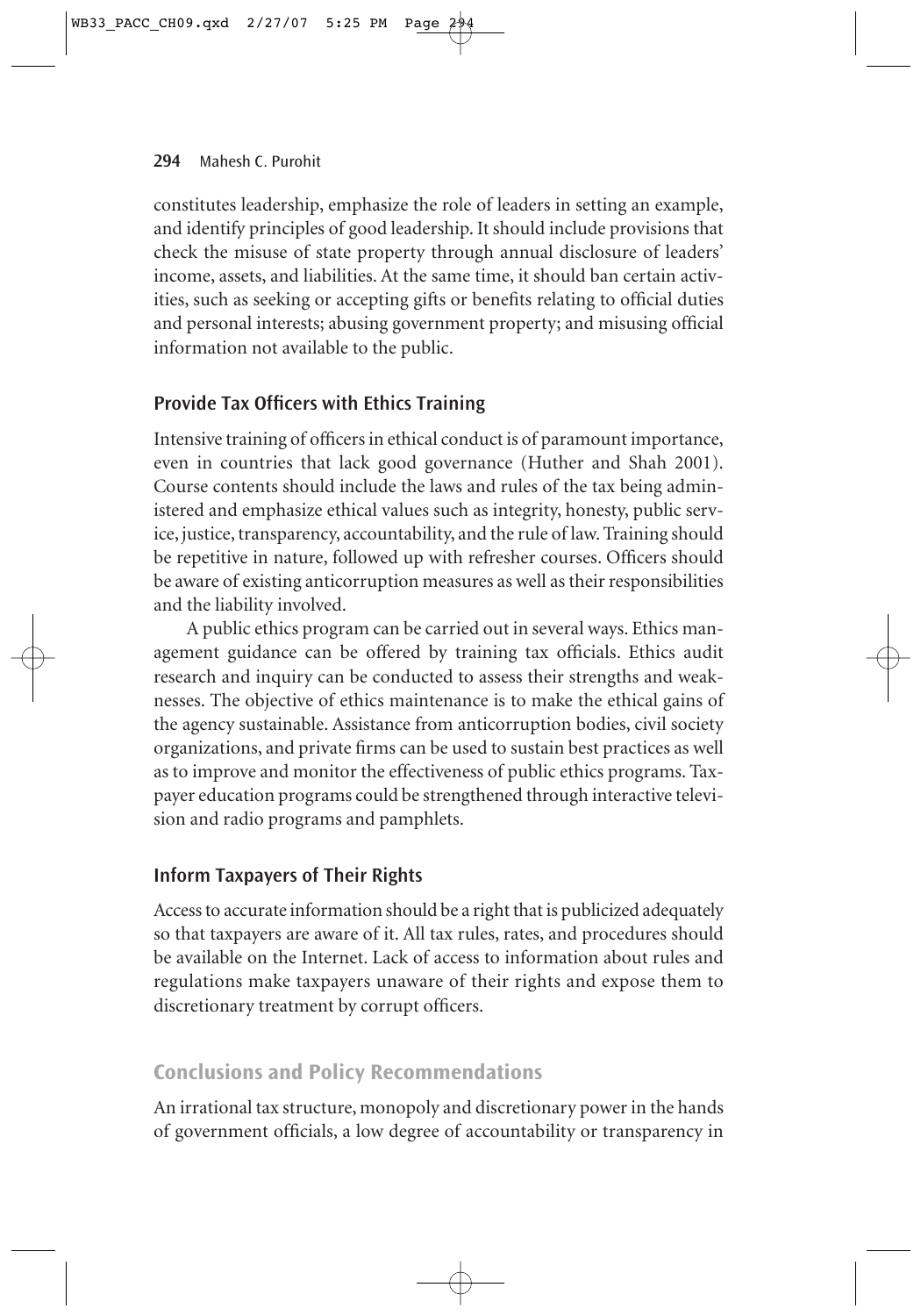constitutes leadership, emphasize the role of leaders in setting an example, and identify principles of good leadership. It should include provisions that check the misuse of state property through annual disclosure of leaders' income, assets, and liabilities. At the same time, it should ban certain activities, such as seeking or accepting gifts or benefits relating to official duties and personal interests; abusing government property; and misusing official information not available to the public.

### Provide Tax Officers with Ethics Training

Intensive training of officers in ethical conduct is of paramount importance, even in countries that lack good governance (Huther and Shah 2001). Course contents should include the laws and rules of the tax being administered and emphasize ethical values such as integrity, honesty, public service, justice, transparency, accountability, and the rule of law. Training should be repetitive in nature, followed up with refresher courses. Officers should be aware of existing anticorruption measures as well as their responsibilities and the liability involved.

A public ethics program can be carried out in several ways. Ethics management guidance can be offered by training tax officials. Ethics audit research and inquiry can be conducted to assess their strengths and weaknesses. The objective of ethics maintenance is to make the ethical gains of the agency sustainable. Assistance from anticorruption bodies, civil society organizations, and private firms can be used to sustain best practices as well as to improve and monitor the effectiveness of public ethics programs. Taxpayer education programs could be strengthened through interactive television and radio programs and pamphlets.

### Inform Taxpayers of Their Rights

Access to accurate information should be a right that is publicized adequately so that taxpayers are aware of it. All tax rules, rates, and procedures should be available on the Internet. Lack of access to information about rules and regulations make taxpayers unaware of their rights and expose them to discretionary treatment by corrupt officers.

## Conclusions and Policy Recommendations

An irrational tax structure, monopoly and discretionary power in the hands of government officials, a low degree of accountability or transparency in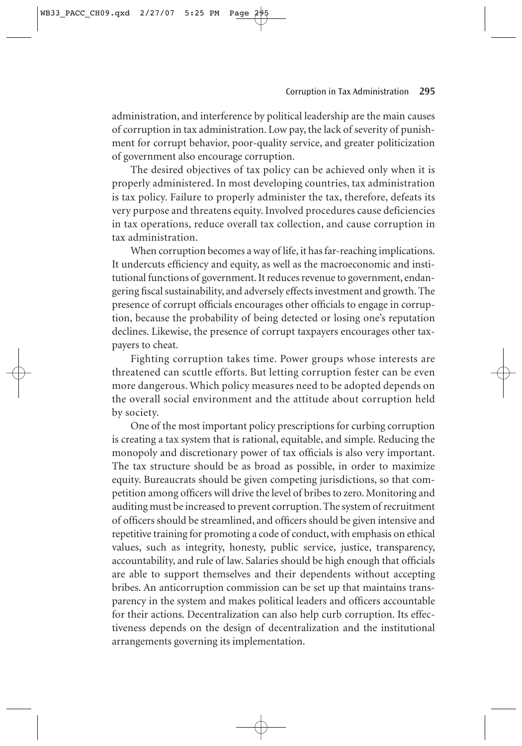administration, and interference by political leadership are the main causes of corruption in tax administration. Low pay, the lack of severity of punishment for corrupt behavior, poor-quality service, and greater politicization of government also encourage corruption.

The desired objectives of tax policy can be achieved only when it is properly administered. In most developing countries, tax administration is tax policy. Failure to properly administer the tax, therefore, defeats its very purpose and threatens equity. Involved procedures cause deficiencies in tax operations, reduce overall tax collection, and cause corruption in tax administration.

When corruption becomes a way of life, it has far-reaching implications. It undercuts efficiency and equity, as well as the macroeconomic and institutional functions of government. It reduces revenue to government, endangering fiscal sustainability, and adversely effects investment and growth. The presence of corrupt officials encourages other officials to engage in corruption, because the probability of being detected or losing one's reputation declines. Likewise, the presence of corrupt taxpayers encourages other taxpayers to cheat.

Fighting corruption takes time. Power groups whose interests are threatened can scuttle efforts. But letting corruption fester can be even more dangerous. Which policy measures need to be adopted depends on the overall social environment and the attitude about corruption held by society.

One of the most important policy prescriptions for curbing corruption is creating a tax system that is rational, equitable, and simple. Reducing the monopoly and discretionary power of tax officials is also very important. The tax structure should be as broad as possible, in order to maximize equity. Bureaucrats should be given competing jurisdictions, so that competition among officers will drive the level of bribes to zero. Monitoring and auditing must be increased to prevent corruption. The system of recruitment of officers should be streamlined, and officers should be given intensive and repetitive training for promoting a code of conduct, with emphasis on ethical values, such as integrity, honesty, public service, justice, transparency, accountability, and rule of law. Salaries should be high enough that officials are able to support themselves and their dependents without accepting bribes. An anticorruption commission can be set up that maintains transparency in the system and makes political leaders and officers accountable for their actions. Decentralization can also help curb corruption. Its effectiveness depends on the design of decentralization and the institutional arrangements governing its implementation.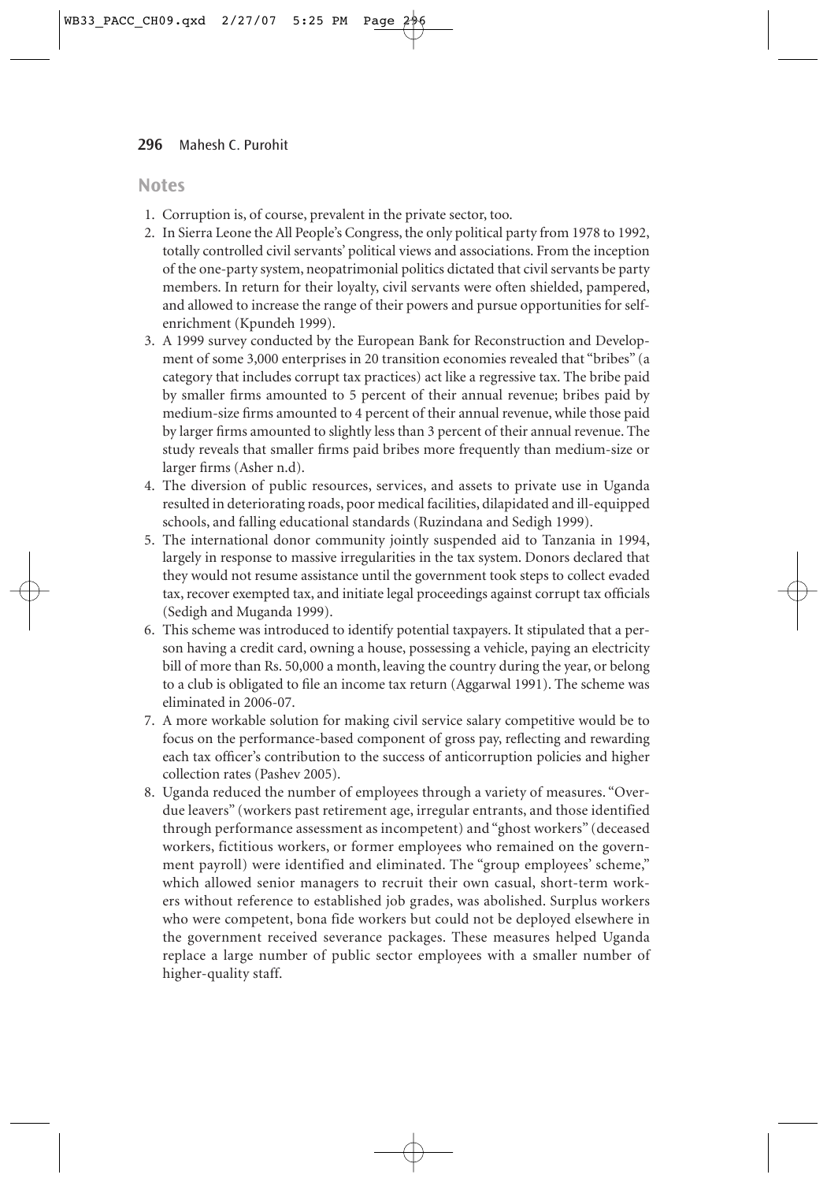## Notes

1. Corruption is, of course, prevalent in the private sector, too.
2. In Sierra Leone the All People's Congress, the only political party from 1978 to 1992, totally controlled civil servants' political views and associations. From the inception of the one-party system, neopatrimonial politics dictated that civil servants be party members. In return for their loyalty, civil servants were often shielded, pampered, and allowed to increase the range of their powers and pursue opportunities for self-enrichment (Kpundeh 1999).
3. A 1999 survey conducted by the European Bank for Reconstruction and Development of some 3,000 enterprises in 20 transition economies revealed that "bribes" (a category that includes corrupt tax practices) act like a regressive tax. The bribe paid by smaller firms amounted to 5 percent of their annual revenue; bribes paid by medium-size firms amounted to 4 percent of their annual revenue, while those paid by larger firms amounted to slightly less than 3 percent of their annual revenue. The study reveals that smaller firms paid bribes more frequently than medium-size or larger firms (Asher n.d).
4. The diversion of public resources, services, and assets to private use in Uganda resulted in deteriorating roads, poor medical facilities, dilapidated and ill-equipped schools, and falling educational standards (Ruzindana and Sedigh 1999).
5. The international donor community jointly suspended aid to Tanzania in 1994, largely in response to massive irregularities in the tax system. Donors declared that they would not resume assistance until the government took steps to collect evaded tax, recover exempted tax, and initiate legal proceedings against corrupt tax officials (Sedigh and Muganda 1999).
6. This scheme was introduced to identify potential taxpayers. It stipulated that a person having a credit card, owning a house, possessing a vehicle, paying an electricity bill of more than Rs. 50,000 a month, leaving the country during the year, or belong to a club is obligated to file an income tax return (Aggarwal 1991). The scheme was eliminated in 2006-07.
7. A more workable solution for making civil service salary competitive would be to focus on the performance-based component of gross pay, reflecting and rewarding each tax officer's contribution to the success of anticorruption policies and higher collection rates (Pashev 2005).
8. Uganda reduced the number of employees through a variety of measures. "Overdue leavers" (workers past retirement age, irregular entrants, and those identified through performance assessment as incompetent) and "ghost workers" (deceased workers, fictitious workers, or former employees who remained on the government payroll) were identified and eliminated. The "group employees' scheme," which allowed senior managers to recruit their own casual, short-term workers without reference to established job grades, was abolished. Surplus workers who were competent, bona fide workers but could not be deployed elsewhere in the government received severance packages. These measures helped Uganda replace a large number of public sector employees with a smaller number of higher-quality staff.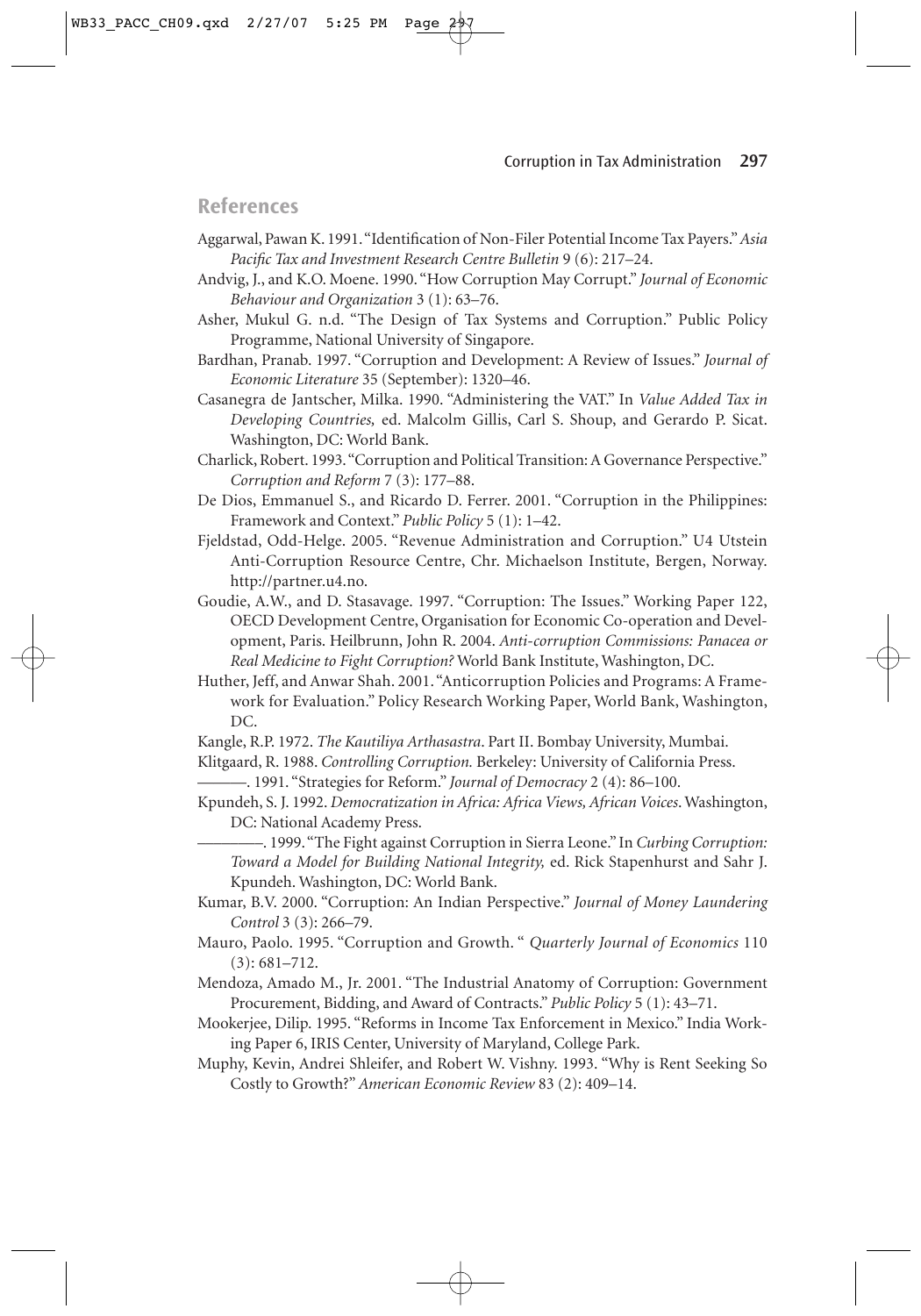## References

Aggarwal, Pawan K. 1991. "Identification of Non-Filer Potential Income Tax Payers." *Asia Pacific Tax and Investment Research Centre Bulletin* 9 (6): 217–24.

Andvig, J., and K.O. Moene. 1990. "How Corruption May Corrupt." *Journal of Economic Behaviour and Organization* 3 (1): 63–76.

Asher, Mukul G. n.d. "The Design of Tax Systems and Corruption." Public Policy Programme, National University of Singapore.

Bardhan, Pranab. 1997. "Corruption and Development: A Review of Issues." *Journal of Economic Literature* 35 (September): 1320–46.

Casanegra de Jantscher, Milka. 1990. "Administering the VAT." In *Value Added Tax in Developing Countries,* ed. Malcolm Gillis, Carl S. Shoup, and Gerardo P. Sicat. Washington, DC: World Bank.

Charlick, Robert. 1993. "Corruption and Political Transition: A Governance Perspective." *Corruption and Reform* 7 (3): 177–88.

De Dios, Emmanuel S., and Ricardo D. Ferrer. 2001. "Corruption in the Philippines: Framework and Context." *Public Policy* 5 (1): 1–42.

Fjeldstad, Odd-Helge. 2005. "Revenue Administration and Corruption." U4 Utstein Anti-Corruption Resource Centre, Chr. Michaelson Institute, Bergen, Norway. http://partner.u4.no.

Goudie, A.W., and D. Stasavage. 1997. "Corruption: The Issues." Working Paper 122, OECD Development Centre, Organisation for Economic Co-operation and Development, Paris. Heilbrunn, John R. 2004. *Anti-corruption Commissions: Panacea or Real Medicine to Fight Corruption?* World Bank Institute, Washington, DC.

Huther, Jeff, and Anwar Shah. 2001. "Anticorruption Policies and Programs: A Framework for Evaluation." Policy Research Working Paper, World Bank, Washington, DC.

Kangle, R.P. 1972. *The Kautiliya Arthasastra*. Part II. Bombay University, Mumbai.

Klitgaard, R. 1988. *Controlling Corruption.* Berkeley: University of California Press.

———. 1991. "Strategies for Reform." *Journal of Democracy* 2 (4): 86–100.

Kpundeh, S. J. 1992. *Democratization in Africa: Africa Views, African Voices*. Washington, DC: National Academy Press.

———. 1999. "The Fight against Corruption in Sierra Leone." In *Curbing Corruption: Toward a Model for Building National Integrity,* ed. Rick Stapenhurst and Sahr J. Kpundeh. Washington, DC: World Bank.

Kumar, B.V. 2000. "Corruption: An Indian Perspective." *Journal of Money Laundering Control* 3 (3): 266–79.

Mauro, Paolo. 1995. "Corruption and Growth. " *Quarterly Journal of Economics* 110 (3): 681–712.

Mendoza, Amado M., Jr. 2001. "The Industrial Anatomy of Corruption: Government Procurement, Bidding, and Award of Contracts." *Public Policy* 5 (1): 43–71.

Mookerjee, Dilip. 1995. "Reforms in Income Tax Enforcement in Mexico." India Working Paper 6, IRIS Center, University of Maryland, College Park.

Muphy, Kevin, Andrei Shleifer, and Robert W. Vishny. 1993. "Why is Rent Seeking So Costly to Growth?" *American Economic Review* 83 (2): 409–14.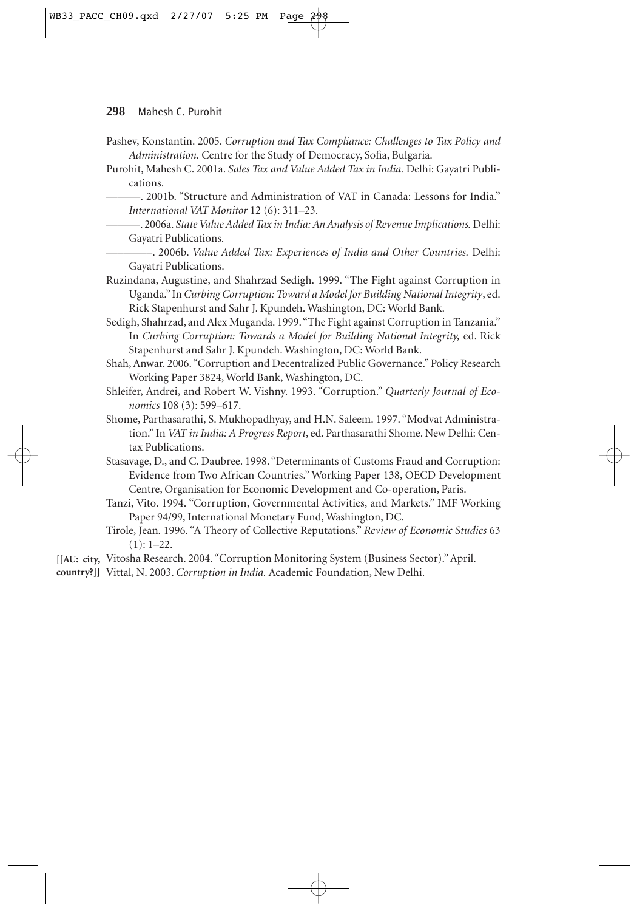Pashev, Konstantin. 2005. *Corruption and Tax Compliance: Challenges to Tax Policy and Administration.* Centre for the Study of Democracy, Sofia, Bulgaria.

Purohit, Mahesh C. 2001a. *Sales Tax and Value Added Tax in India.* Delhi: Gayatri Publications.

———. 2001b. "Structure and Administration of VAT in Canada: Lessons for India." *International VAT Monitor* 12 (6): 311–23.

———. 2006a. *State Value Added Tax in India: An Analysis of Revenue Implications.* Delhi: Gayatri Publications.

————. 2006b. *Value Added Tax: Experiences of India and Other Countries.* Delhi: Gayatri Publications.

Ruzindana, Augustine, and Shahrzad Sedigh. 1999. "The Fight against Corruption in Uganda." In *Curbing Corruption: Toward a Model for Building National Integrity*, ed. Rick Stapenhurst and Sahr J. Kpundeh. Washington, DC: World Bank.

Sedigh, Shahrzad, and Alex Muganda. 1999. "The Fight against Corruption in Tanzania." In *Curbing Corruption: Towards a Model for Building National Integrity,* ed. Rick Stapenhurst and Sahr J. Kpundeh. Washington, DC: World Bank.

Shah, Anwar. 2006. "Corruption and Decentralized Public Governance." Policy Research Working Paper 3824, World Bank, Washington, DC.

Shleifer, Andrei, and Robert W. Vishny. 1993. "Corruption." *Quarterly Journal of Economics* 108 (3): 599–617.

Shome, Parthasarathi, S. Mukhopadhyay, and H.N. Saleem. 1997. "Modvat Administration." In *VAT in India: A Progress Report*, ed. Parthasarathi Shome. New Delhi: Centax Publications.

Stasavage, D., and C. Daubree. 1998. "Determinants of Customs Fraud and Corruption: Evidence from Two African Countries." Working Paper 138, OECD Development Centre, Organisation for Economic Development and Co-operation, Paris.

Tanzi, Vito. 1994. "Corruption, Governmental Activities, and Markets." IMF Working Paper 94/99, International Monetary Fund, Washington, DC.

Tirole, Jean. 1996. "A Theory of Collective Reputations." *Review of Economic Studies* 63 (1): 1–22.

[[**AU: city, country?**]] Vitosha Research. 2004. "Corruption Monitoring System (Business Sector)." April.

Vittal, N. 2003. *Corruption in India.* Academic Foundation, New Delhi.